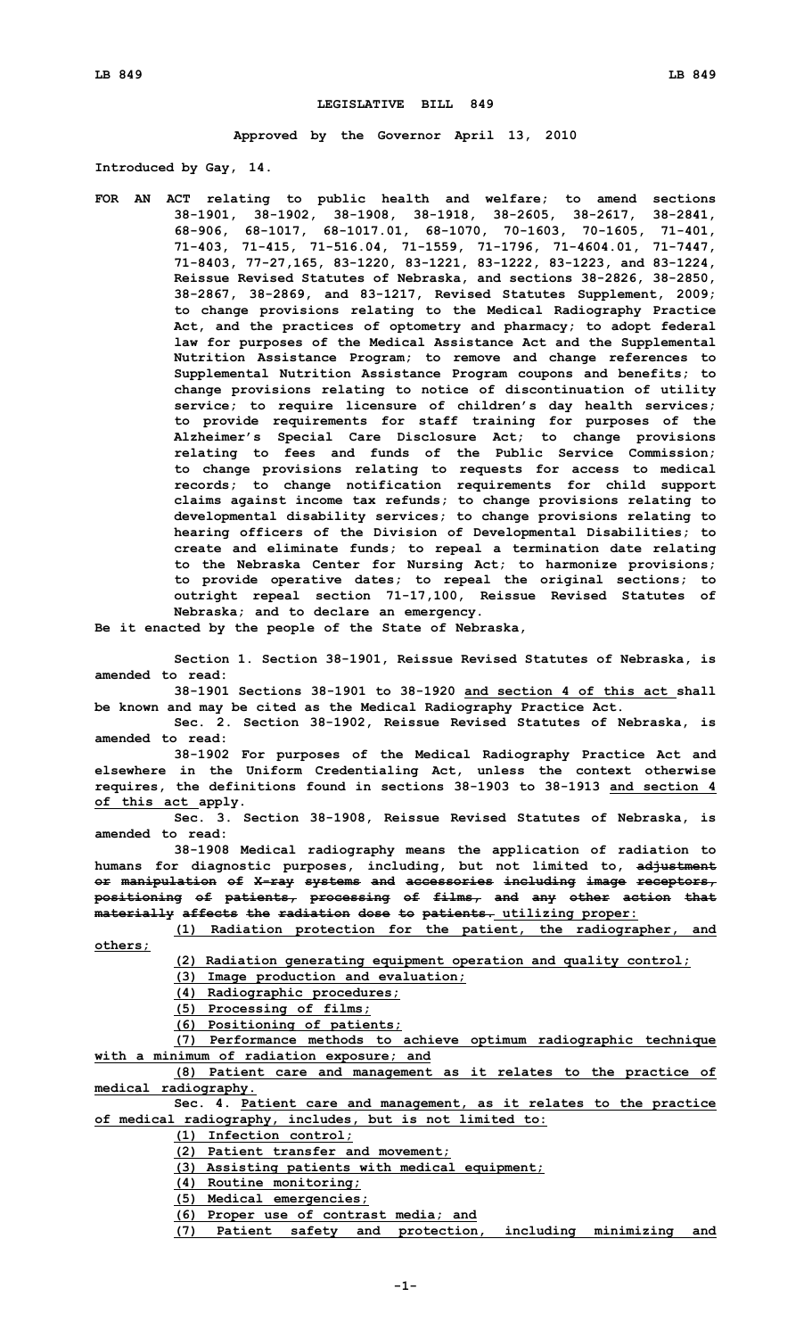# LEGISLATIVE BILL 849

**Approved by the Governor April 13, 2010**

**Introduced by Gay, 14.**

**FOR AN ACT relating to public health and welfare; to amend sections 38-1901, 38-1902, 38-1908, 38-1918, 38-2605, 38-2617, 38-2841, 68-906, 68-1017, 68-1017.01, 68-1070, 70-1603, 70-1605, 71-401, 71-403, 71-415, 71-516.04, 71-1559, 71-1796, 71-4604.01, 71-7447, 71-8403, 77-27,165, 83-1220, 83-1221, 83-1222, 83-1223, and 83-1224, Reissue Revised Statutes of Nebraska, and sections 38-2826, 38-2850, 38-2867, 38-2869, and 83-1217, Revised Statutes Supplement, 2009; to change provisions relating to the Medical Radiography Practice Act, and the practices of optometry and pharmacy; to adopt federal law for purposes of the Medical Assistance Act and the Supplemental Nutrition Assistance Program; to remove and change references to Supplemental Nutrition Assistance Program coupons and benefits; to change provisions relating to notice of discontinuation of utility service; to require licensure of children's day health services; to provide requirements for staff training for purposes of the Alzheimer's Special Care Disclosure Act; to change provisions relating to fees and funds of the Public Service Commission; to change provisions relating to requests for access to medical records; to change notification requirements for child support claims against income tax refunds; to change provisions relating to developmental disability services; to change provisions relating to hearing officers of the Division of Developmental Disabilities; to create and eliminate funds; to repeal a termination date relating to the Nebraska Center for Nursing Act; to harmonize provisions; to provide operative dates; to repeal the original sections; to outright repeal section 71-17,100, Reissue Revised Statutes of Nebraska; and to declare an emergency.**

**Be it enacted by the people of the State of Nebraska,**

**Section 1. Section 38-1901, Reissue Revised Statutes of Nebraska, is amended to read:**

**38-1901 Sections 38-1901 to 38-1920 and section 4 of this act shall be known and may be cited as the Medical Radiography Practice Act.**

**Sec. 2. Section 38-1902, Reissue Revised Statutes of Nebraska, is amended to read:**

**38-1902 For purposes of the Medical Radiography Practice Act and elsewhere in the Uniform Credentialing Act, unless the context otherwise requires, the definitions found in sections 38-1903 to 38-1913 and section 4 of this act apply.**

**Sec. 3. Section 38-1908, Reissue Revised Statutes of Nebraska, is amended to read:**

**38-1908 Medical radiography means the application of radiation to humans for diagnostic purposes, including, but not limited to, ~~adjustment or manipulation of X-ray systems and accessories including image receptors, positioning of patients, processing of films, and any other action that materially affects the radiation dose to patients.~~ utilizing proper:**

**(1) Radiation protection for the patient, the radiographer, and others;**

**(2) Radiation generating equipment operation and quality control;**

**(3) Image production and evaluation;**

**(4) Radiographic procedures;**

**(5) Processing of films;**

**(6) Positioning of patients;**

**(7) Performance methods to achieve optimum radiographic technique with a minimum of radiation exposure; and**

**(8) Patient care and management as it relates to the practice of medical radiography.**

**Sec. 4. Patient care and management, as it relates to the practice of medical radiography, includes, but is not limited to:**

**(1) Infection control;**

**(2) Patient transfer and movement;**

**(3) Assisting patients with medical equipment;**

**(4) Routine monitoring;**

**(5) Medical emergencies;**

**(6) Proper use of contrast media; and**

**(7) Patient safety and protection, including minimizing and**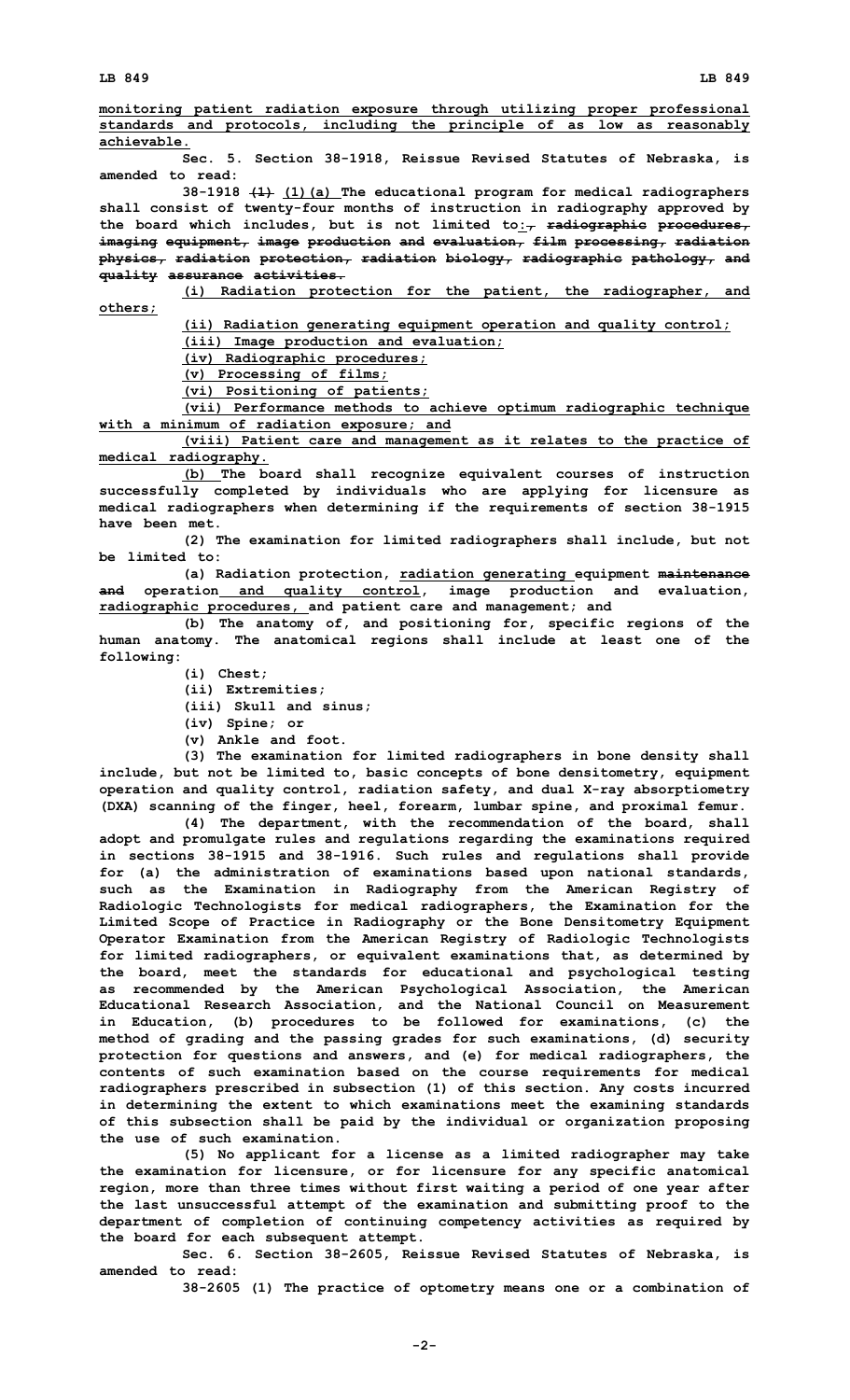monitoring patient radiation exposure through utilizing proper professional standards and protocols, including the principle of as low as reasonably achievable.

Sec. 5. Section 38-1918, Reissue Revised Statutes of Nebraska, is amended to read:

38-1918 ~~(1)~~ (1)(a) The educational program for medical radiographers shall consist of twenty-four months of instruction in radiography approved by the board which includes, but is not limited to:~~, radiographic procedures, imaging equipment, image production and evaluation, film processing, radiation physics, radiation protection, radiation biology, radiographic pathology, and quality assurance activities.~~

(i) Radiation protection for the patient, the radiographer, and others;

(ii) Radiation generating equipment operation and quality control;

(iii) Image production and evaluation;

(iv) Radiographic procedures;

(v) Processing of films;

(vi) Positioning of patients;

(vii) Performance methods to achieve optimum radiographic technique with a minimum of radiation exposure; and

(viii) Patient care and management as it relates to the practice of medical radiography.

(b) The board shall recognize equivalent courses of instruction successfully completed by individuals who are applying for licensure as medical radiographers when determining if the requirements of section 38-1915 have been met.

(2) The examination for limited radiographers shall include, but not be limited to:

(a) Radiation protection, radiation generating equipment ~~maintenance and~~ operation and quality control, image production and evaluation, radiographic procedures, and patient care and management; and

(b) The anatomy of, and positioning for, specific regions of the human anatomy. The anatomical regions shall include at least one of the following:

(i) Chest;

(ii) Extremities;

(iii) Skull and sinus;

(iv) Spine; or

(v) Ankle and foot.

(3) The examination for limited radiographers in bone density shall include, but not be limited to, basic concepts of bone densitometry, equipment operation and quality control, radiation safety, and dual X-ray absorptiometry (DXA) scanning of the finger, heel, forearm, lumbar spine, and proximal femur.

(4) The department, with the recommendation of the board, shall adopt and promulgate rules and regulations regarding the examinations required in sections 38-1915 and 38-1916. Such rules and regulations shall provide for (a) the administration of examinations based upon national standards, such as the Examination in Radiography from the American Registry of Radiologic Technologists for medical radiographers, the Examination for the Limited Scope of Practice in Radiography or the Bone Densitometry Equipment Operator Examination from the American Registry of Radiologic Technologists for limited radiographers, or equivalent examinations that, as determined by the board, meet the standards for educational and psychological testing as recommended by the American Psychological Association, the American Educational Research Association, and the National Council on Measurement in Education, (b) procedures to be followed for examinations, (c) the method of grading and the passing grades for such examinations, (d) security protection for questions and answers, and (e) for medical radiographers, the contents of such examination based on the course requirements for medical radiographers prescribed in subsection (1) of this section. Any costs incurred in determining the extent to which examinations meet the examining standards of this subsection shall be paid by the individual or organization proposing the use of such examination.

(5) No applicant for a license as a limited radiographer may take the examination for licensure, or for licensure for any specific anatomical region, more than three times without first waiting a period of one year after the last unsuccessful attempt of the examination and submitting proof to the department of completion of continuing competency activities as required by the board for each subsequent attempt.

Sec. 6. Section 38-2605, Reissue Revised Statutes of Nebraska, is amended to read:

38-2605 (1) The practice of optometry means one or a combination of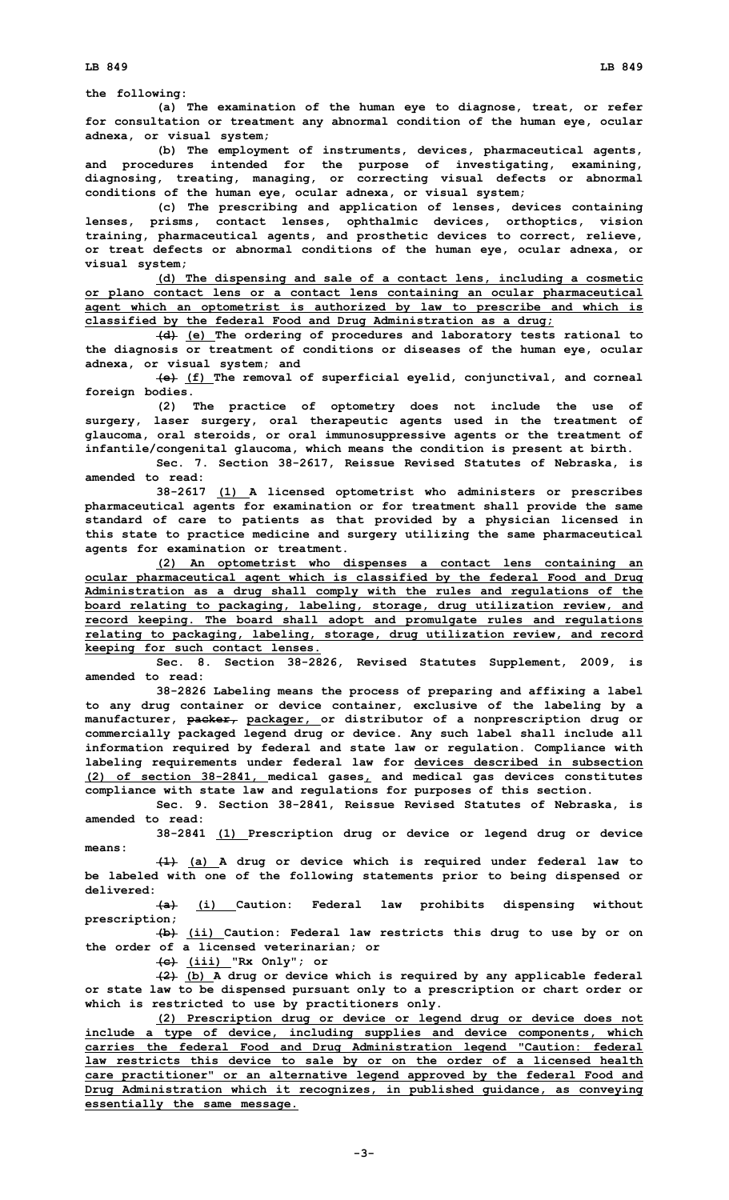the following:

(a) The examination of the human eye to diagnose, treat, or refer for consultation or treatment any abnormal condition of the human eye, ocular adnexa, or visual system;

(b) The employment of instruments, devices, pharmaceutical agents, and procedures intended for the purpose of investigating, examining, diagnosing, treating, managing, or correcting visual defects or abnormal conditions of the human eye, ocular adnexa, or visual system;

(c) The prescribing and application of lenses, devices containing lenses, prisms, contact lenses, ophthalmic devices, orthoptics, vision training, pharmaceutical agents, and prosthetic devices to correct, relieve, or treat defects or abnormal conditions of the human eye, ocular adnexa, or visual system;

(d) The dispensing and sale of a contact lens, including a cosmetic or plano contact lens or a contact lens containing an ocular pharmaceutical agent which an optometrist is authorized by law to prescribe and which is classified by the federal Food and Drug Administration as a drug;

~~(d)~~ (e) The ordering of procedures and laboratory tests rational to the diagnosis or treatment of conditions or diseases of the human eye, ocular adnexa, or visual system; and

~~(e)~~ (f) The removal of superficial eyelid, conjunctival, and corneal foreign bodies.

(2) The practice of optometry does not include the use of surgery, laser surgery, oral therapeutic agents used in the treatment of glaucoma, oral steroids, or oral immunosuppressive agents or the treatment of infantile/congenital glaucoma, which means the condition is present at birth.

Sec. 7. Section 38-2617, Reissue Revised Statutes of Nebraska, is amended to read:

38-2617 (1) A licensed optometrist who administers or prescribes pharmaceutical agents for examination or for treatment shall provide the same standard of care to patients as that provided by a physician licensed in this state to practice medicine and surgery utilizing the same pharmaceutical agents for examination or treatment.

(2) An optometrist who dispenses a contact lens containing an ocular pharmaceutical agent which is classified by the federal Food and Drug Administration as a drug shall comply with the rules and regulations of the board relating to packaging, labeling, storage, drug utilization review, and record keeping. The board shall adopt and promulgate rules and regulations relating to packaging, labeling, storage, drug utilization review, and record keeping for such contact lenses.

Sec. 8. Section 38-2826, Revised Statutes Supplement, 2009, is amended to read:

38-2826 Labeling means the process of preparing and affixing a label to any drug container or device container, exclusive of the labeling by a manufacturer, ~~packer,~~ packager, or distributor of a nonprescription drug or commercially packaged legend drug or device. Any such label shall include all information required by federal and state law or regulation. Compliance with labeling requirements under federal law for devices described in subsection (2) of section 38-2841, medical gases, and medical gas devices constitutes compliance with state law and regulations for purposes of this section.

Sec. 9. Section 38-2841, Reissue Revised Statutes of Nebraska, is amended to read:

38-2841 (1) Prescription drug or device or legend drug or device means:

~~(1)~~ (a) A drug or device which is required under federal law to be labeled with one of the following statements prior to being dispensed or delivered:

~~(a)~~ (i) Caution: Federal law prohibits dispensing without prescription;

~~(b)~~ (ii) Caution: Federal law restricts this drug to use by or on the order of a licensed veterinarian; or

~~(c)~~ (iii) "Rx Only"; or

~~(2)~~ (b) A drug or device which is required by any applicable federal or state law to be dispensed pursuant only to a prescription or chart order or which is restricted to use by practitioners only.

(2) Prescription drug or device or legend drug or device does not include a type of device, including supplies and device components, which carries the federal Food and Drug Administration legend "Caution: federal law restricts this device to sale by or on the order of a licensed health care practitioner" or an alternative legend approved by the federal Food and Drug Administration which it recognizes, in published guidance, as conveying essentially the same message.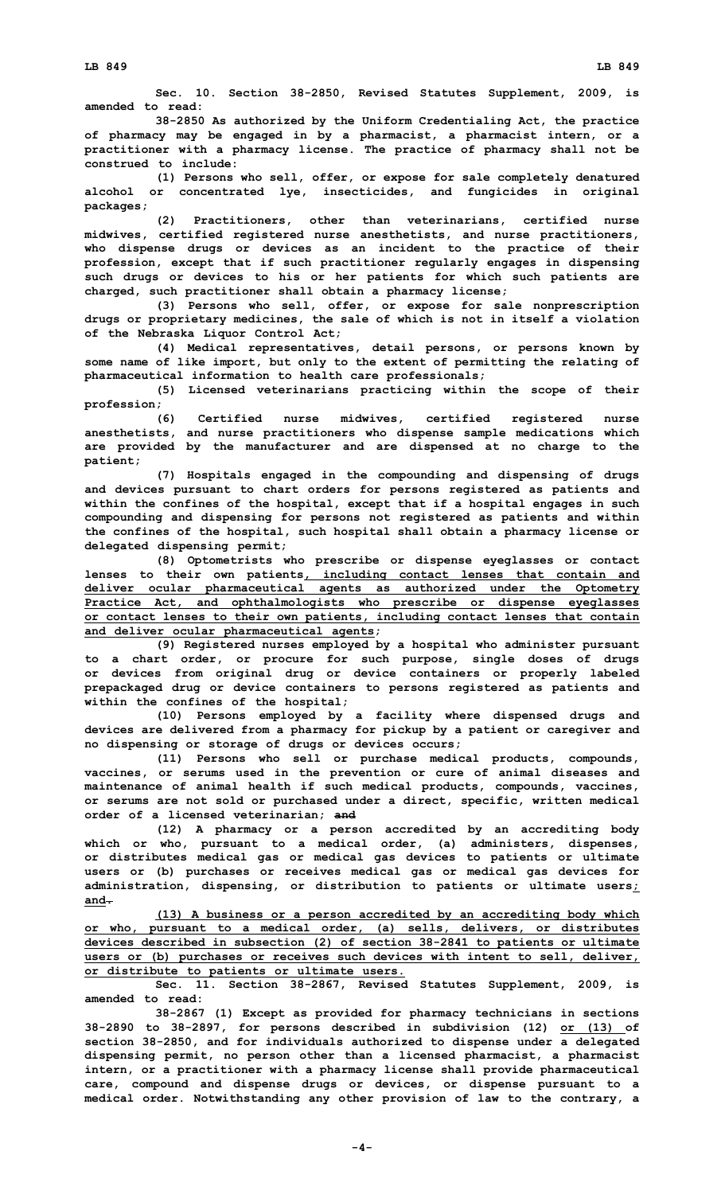**Sec. 10. Section 38-2850, Revised Statutes Supplement, 2009, is amended to read:**

**38-2850 As authorized by the Uniform Credentialing Act, the practice of pharmacy may be engaged in by a pharmacist, a pharmacist intern, or a practitioner with a pharmacy license. The practice of pharmacy shall not be construed to include:**

**(1) Persons who sell, offer, or expose for sale completely denatured alcohol or concentrated lye, insecticides, and fungicides in original packages;**

**(2) Practitioners, other than veterinarians, certified nurse midwives, certified registered nurse anesthetists, and nurse practitioners, who dispense drugs or devices as an incident to the practice of their profession, except that if such practitioner regularly engages in dispensing such drugs or devices to his or her patients for which such patients are charged, such practitioner shall obtain a pharmacy license;**

**(3) Persons who sell, offer, or expose for sale nonprescription drugs or proprietary medicines, the sale of which is not in itself a violation of the Nebraska Liquor Control Act;**

**(4) Medical representatives, detail persons, or persons known by some name of like import, but only to the extent of permitting the relating of pharmaceutical information to health care professionals;**

**(5) Licensed veterinarians practicing within the scope of their profession;**

**(6) Certified nurse midwives, certified registered nurse anesthetists, and nurse practitioners who dispense sample medications which are provided by the manufacturer and are dispensed at no charge to the patient;**

**(7) Hospitals engaged in the compounding and dispensing of drugs and devices pursuant to chart orders for persons registered as patients and within the confines of the hospital, except that if a hospital engages in such compounding and dispensing for persons not registered as patients and within the confines of the hospital, such hospital shall obtain a pharmacy license or delegated dispensing permit;**

**(8) Optometrists who prescribe or dispense eyeglasses or contact lenses to their own patients<u>, including contact lenses that contain and deliver ocular pharmaceutical agents as authorized under the Optometry Practice Act, and ophthalmologists who prescribe or dispense eyeglasses or contact lenses to their own patients, including contact lenses that contain and deliver ocular pharmaceutical agents</u>;**

**(9) Registered nurses employed by a hospital who administer pursuant to a chart order, or procure for such purpose, single doses of drugs or devices from original drug or device containers or properly labeled prepackaged drug or device containers to persons registered as patients and within the confines of the hospital;**

**(10) Persons employed by a facility where dispensed drugs and devices are delivered from a pharmacy for pickup by a patient or caregiver and no dispensing or storage of drugs or devices occurs;**

**(11) Persons who sell or purchase medical products, compounds, vaccines, or serums used in the prevention or cure of animal diseases and maintenance of animal health if such medical products, compounds, vaccines, or serums are not sold or purchased under a direct, specific, written medical order of a licensed veterinarian; ~~and~~**

**(12) A pharmacy or a person accredited by an accrediting body which or who, pursuant to a medical order, (a) administers, dispenses, or distributes medical gas or medical gas devices to patients or ultimate users or (b) purchases or receives medical gas or medical gas devices for administration, dispensing, or distribution to patients or ultimate users<u>; and</u>~~.~~**

**<u>(13) A business or a person accredited by an accrediting body which or who, pursuant to a medical order, (a) sells, delivers, or distributes devices described in subsection (2) of section 38-2841 to patients or ultimate users or (b) purchases or receives such devices with intent to sell, deliver, or distribute to patients or ultimate users.</u>**

**Sec. 11. Section 38-2867, Revised Statutes Supplement, 2009, is amended to read:**

**38-2867 (1) Except as provided for pharmacy technicians in sections 38-2890 to 38-2897, for persons described in subdivision (12) <u>or (13)</u> of section 38-2850, and for individuals authorized to dispense under a delegated dispensing permit, no person other than a licensed pharmacist, a pharmacist intern, or a practitioner with a pharmacy license shall provide pharmaceutical care, compound and dispense drugs or devices, or dispense pursuant to a medical order. Notwithstanding any other provision of law to the contrary, a**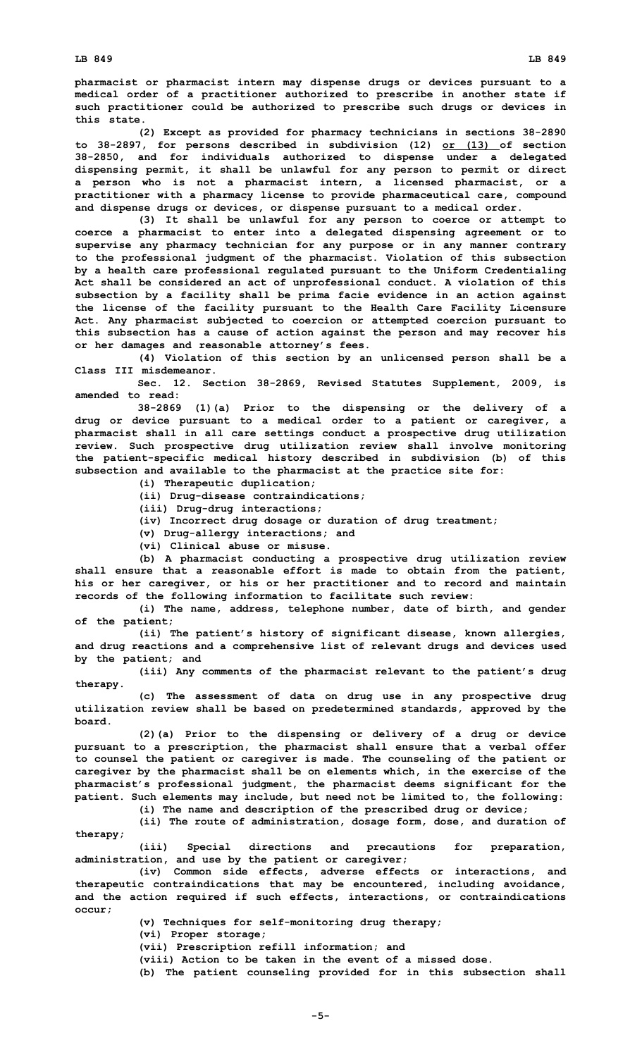pharmacist or pharmacist intern may dispense drugs or devices pursuant to a medical order of a practitioner authorized to prescribe in another state if such practitioner could be authorized to prescribe such drugs or devices in this state.

(2) Except as provided for pharmacy technicians in sections 38-2890 to 38-2897, for persons described in subdivision (12) or (13) of section 38-2850, and for individuals authorized to dispense under a delegated dispensing permit, it shall be unlawful for any person to permit or direct a person who is not a pharmacist intern, a licensed pharmacist, or a practitioner with a pharmacy license to provide pharmaceutical care, compound and dispense drugs or devices, or dispense pursuant to a medical order.

(3) It shall be unlawful for any person to coerce or attempt to coerce a pharmacist to enter into a delegated dispensing agreement or to supervise any pharmacy technician for any purpose or in any manner contrary to the professional judgment of the pharmacist. Violation of this subsection by a health care professional regulated pursuant to the Uniform Credentialing Act shall be considered an act of unprofessional conduct. A violation of this subsection by a facility shall be prima facie evidence in an action against the license of the facility pursuant to the Health Care Facility Licensure Act. Any pharmacist subjected to coercion or attempted coercion pursuant to this subsection has a cause of action against the person and may recover his or her damages and reasonable attorney's fees.

(4) Violation of this section by an unlicensed person shall be a Class III misdemeanor.

Sec. 12. Section 38-2869, Revised Statutes Supplement, 2009, is amended to read:

38-2869 (1)(a) Prior to the dispensing or the delivery of a drug or device pursuant to a medical order to a patient or caregiver, a pharmacist shall in all care settings conduct a prospective drug utilization review. Such prospective drug utilization review shall involve monitoring the patient-specific medical history described in subdivision (b) of this subsection and available to the pharmacist at the practice site for:

(i) Therapeutic duplication;

(ii) Drug-disease contraindications;

(iii) Drug-drug interactions;

(iv) Incorrect drug dosage or duration of drug treatment;

(v) Drug-allergy interactions; and

(vi) Clinical abuse or misuse.

(b) A pharmacist conducting a prospective drug utilization review shall ensure that a reasonable effort is made to obtain from the patient, his or her caregiver, or his or her practitioner and to record and maintain records of the following information to facilitate such review:

(i) The name, address, telephone number, date of birth, and gender of the patient;

(ii) The patient's history of significant disease, known allergies, and drug reactions and a comprehensive list of relevant drugs and devices used by the patient; and

(iii) Any comments of the pharmacist relevant to the patient's drug therapy.

(c) The assessment of data on drug use in any prospective drug utilization review shall be based on predetermined standards, approved by the board.

(2)(a) Prior to the dispensing or delivery of a drug or device pursuant to a prescription, the pharmacist shall ensure that a verbal offer to counsel the patient or caregiver is made. The counseling of the patient or caregiver by the pharmacist shall be on elements which, in the exercise of the pharmacist's professional judgment, the pharmacist deems significant for the patient. Such elements may include, but need not be limited to, the following:

(i) The name and description of the prescribed drug or device;

(ii) The route of administration, dosage form, dose, and duration of therapy;

(iii) Special directions and precautions for preparation, administration, and use by the patient or caregiver;

(iv) Common side effects, adverse effects or interactions, and therapeutic contraindications that may be encountered, including avoidance, and the action required if such effects, interactions, or contraindications occur;

(v) Techniques for self-monitoring drug therapy;

(vi) Proper storage;

(vii) Prescription refill information; and

(viii) Action to be taken in the event of a missed dose.

(b) The patient counseling provided for in this subsection shall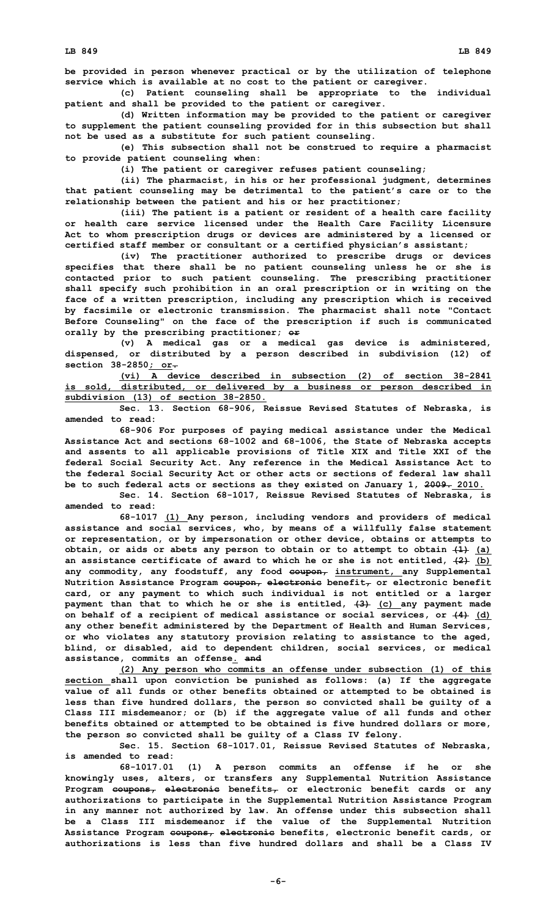be provided in person whenever practical or by the utilization of telephone service which is available at no cost to the patient or caregiver.

(c) Patient counseling shall be appropriate to the individual patient and shall be provided to the patient or caregiver.

(d) Written information may be provided to the patient or caregiver to supplement the patient counseling provided for in this subsection but shall not be used as a substitute for such patient counseling.

(e) This subsection shall not be construed to require a pharmacist to provide patient counseling when:

(i) The patient or caregiver refuses patient counseling;

(ii) The pharmacist, in his or her professional judgment, determines that patient counseling may be detrimental to the patient's care or to the relationship between the patient and his or her practitioner;

(iii) The patient is a patient or resident of a health care facility or health care service licensed under the Health Care Facility Licensure Act to whom prescription drugs or devices are administered by a licensed or certified staff member or consultant or a certified physician's assistant;

(iv) The practitioner authorized to prescribe drugs or devices specifies that there shall be no patient counseling unless he or she is contacted prior to such patient counseling. The prescribing practitioner shall specify such prohibition in an oral prescription or in writing on the face of a written prescription, including any prescription which is received by facsimile or electronic transmission. The pharmacist shall note "Contact Before Counseling" on the face of the prescription if such is communicated orally by the prescribing practitioner; ~~or~~

(v) A medical gas or a medical gas device is administered, dispensed, or distributed by a person described in subdivision (12) of section 38-2850; or~~.~~

(vi) A device described in subsection (2) of section 38-2841 is sold, distributed, or delivered by a business or person described in subdivision (13) of section 38-2850.

Sec. 13. Section 68-906, Reissue Revised Statutes of Nebraska, is amended to read:

68-906 For purposes of paying medical assistance under the Medical Assistance Act and sections 68-1002 and 68-1006, the State of Nebraska accepts and assents to all applicable provisions of Title XIX and Title XXI of the federal Social Security Act. Any reference in the Medical Assistance Act to the federal Social Security Act or other acts or sections of federal law shall be to such federal acts or sections as they existed on January 1, ~~2009.~~ 2010.

Sec. 14. Section 68-1017, Reissue Revised Statutes of Nebraska, is amended to read:

68-1017 (1) Any person, including vendors and providers of medical assistance and social services, who, by means of a willfully false statement or representation, or by impersonation or other device, obtains or attempts to obtain, or aids or abets any person to obtain or to attempt to obtain ~~(1)~~ (a) an assistance certificate of award to which he or she is not entitled, ~~(2)~~ (b) any commodity, any foodstuff, any food ~~coupon,~~ instrument, any Supplemental Nutrition Assistance Program ~~coupon, electronic~~ benefit~~,~~ or electronic benefit card, or any payment to which such individual is not entitled or a larger payment than that to which he or she is entitled, ~~(3)~~ (c) any payment made on behalf of a recipient of medical assistance or social services, or ~~(4)~~ (d) any other benefit administered by the Department of Health and Human Services, or who violates any statutory provision relating to assistance to the aged, blind, or disabled, aid to dependent children, social services, or medical assistance, commits an offense. ~~and~~

(2) Any person who commits an offense under subsection (1) of this section shall upon conviction be punished as follows: (a) If the aggregate value of all funds or other benefits obtained or attempted to be obtained is less than five hundred dollars, the person so convicted shall be guilty of a Class III misdemeanor; or (b) if the aggregate value of all funds and other benefits obtained or attempted to be obtained is five hundred dollars or more, the person so convicted shall be guilty of a Class IV felony.

Sec. 15. Section 68-1017.01, Reissue Revised Statutes of Nebraska, is amended to read:

68-1017.01 (1) A person commits an offense if he or she knowingly uses, alters, or transfers any Supplemental Nutrition Assistance Program ~~coupons, electronic~~ benefits~~,~~ or electronic benefit cards or any authorizations to participate in the Supplemental Nutrition Assistance Program in any manner not authorized by law. An offense under this subsection shall be a Class III misdemeanor if the value of the Supplemental Nutrition Assistance Program ~~coupons, electronic~~ benefits, electronic benefit cards, or authorizations is less than five hundred dollars and shall be a Class IV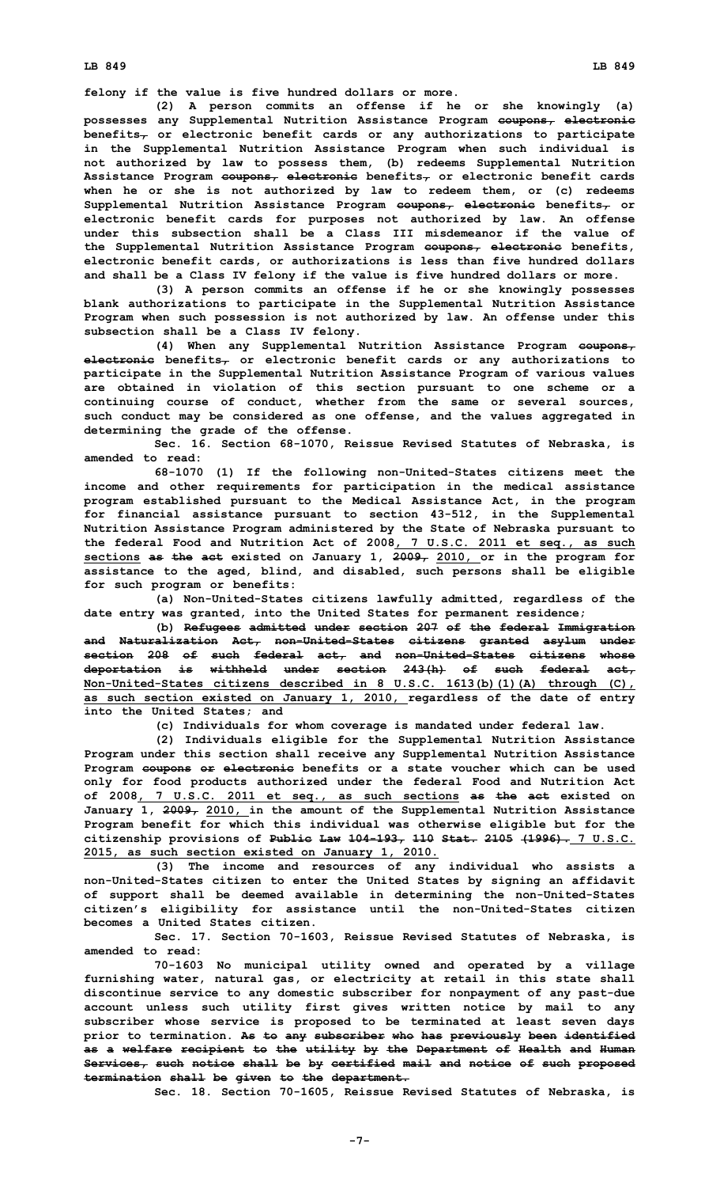felony if the value is five hundred dollars or more.

(2) A person commits an offense if he or she knowingly (a) possesses any Supplemental Nutrition Assistance Program ~~coupons, electronic~~ benefits~~,~~ or electronic benefit cards or any authorizations to participate in the Supplemental Nutrition Assistance Program when such individual is not authorized by law to possess them, (b) redeems Supplemental Nutrition Assistance Program ~~coupons, electronic~~ benefits~~,~~ or electronic benefit cards when he or she is not authorized by law to redeem them, or (c) redeems Supplemental Nutrition Assistance Program ~~coupons, electronic~~ benefits~~,~~ or electronic benefit cards for purposes not authorized by law. An offense under this subsection shall be a Class III misdemeanor if the value of the Supplemental Nutrition Assistance Program ~~coupons, electronic~~ benefits, electronic benefit cards, or authorizations is less than five hundred dollars and shall be a Class IV felony if the value is five hundred dollars or more.

(3) A person commits an offense if he or she knowingly possesses blank authorizations to participate in the Supplemental Nutrition Assistance Program when such possession is not authorized by law. An offense under this subsection shall be a Class IV felony.

(4) When any Supplemental Nutrition Assistance Program ~~coupons, electronic~~ benefits~~,~~ or electronic benefit cards or any authorizations to participate in the Supplemental Nutrition Assistance Program of various values are obtained in violation of this section pursuant to one scheme or a continuing course of conduct, whether from the same or several sources, such conduct may be considered as one offense, and the values aggregated in determining the grade of the offense.

Sec. 16. Section 68-1070, Reissue Revised Statutes of Nebraska, is amended to read:

68-1070 (1) If the following non-United-States citizens meet the income and other requirements for participation in the medical assistance program established pursuant to the Medical Assistance Act, in the program for financial assistance pursuant to section 43-512, in the Supplemental Nutrition Assistance Program administered by the State of Nebraska pursuant to the federal Food and Nutrition Act of 2008, 7 U.S.C. 2011 et seq., as such sections ~~as the act~~ existed on January 1, ~~2009,~~ 2010, or in the program for assistance to the aged, blind, and disabled, such persons shall be eligible for such program or benefits:

(a) Non-United-States citizens lawfully admitted, regardless of the date entry was granted, into the United States for permanent residence;

(b) ~~Refugees admitted under section 207 of the federal Immigration and Naturalization Act, non-United-States citizens granted asylum under section 208 of such federal act, and non-United-States citizens whose deportation is withheld under section 243(h) of such federal act,~~ Non-United-States citizens described in 8 U.S.C. 1613(b)(1)(A) through (C), as such section existed on January 1, 2010, regardless of the date of entry into the United States; and

(c) Individuals for whom coverage is mandated under federal law.

(2) Individuals eligible for the Supplemental Nutrition Assistance Program under this section shall receive any Supplemental Nutrition Assistance Program ~~coupons or electronic~~ benefits or a state voucher which can be used only for food products authorized under the federal Food and Nutrition Act of 2008, 7 U.S.C. 2011 et seq., as such sections ~~as the act~~ existed on January 1, ~~2009,~~ 2010, in the amount of the Supplemental Nutrition Assistance Program benefit for which this individual was otherwise eligible but for the citizenship provisions of ~~Public Law 104-193, 110 Stat. 2105 (1996).~~ 7 U.S.C. 2015, as such section existed on January 1, 2010.

(3) The income and resources of any individual who assists a non-United-States citizen to enter the United States by signing an affidavit of support shall be deemed available in determining the non-United-States citizen's eligibility for assistance until the non-United-States citizen becomes a United States citizen.

Sec. 17. Section 70-1603, Reissue Revised Statutes of Nebraska, is amended to read:

70-1603 No municipal utility owned and operated by a village furnishing water, natural gas, or electricity at retail in this state shall discontinue service to any domestic subscriber for nonpayment of any past-due account unless such utility first gives written notice by mail to any subscriber whose service is proposed to be terminated at least seven days prior to termination. ~~As to any subscriber who has previously been identified as a welfare recipient to the utility by the Department of Health and Human Services, such notice shall be by certified mail and notice of such proposed termination shall be given to the department.~~

Sec. 18. Section 70-1605, Reissue Revised Statutes of Nebraska, is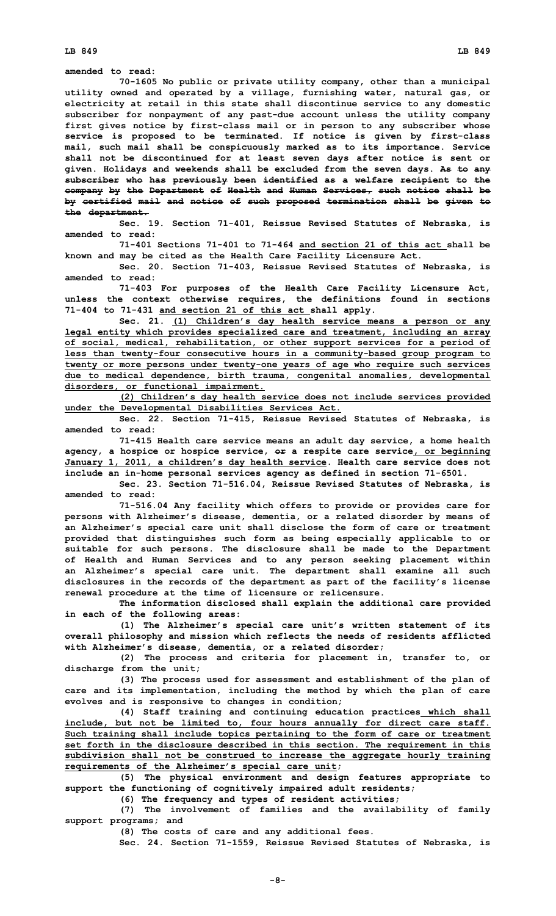amended to read:

70-1605 No public or private utility company, other than a municipal utility owned and operated by a village, furnishing water, natural gas, or electricity at retail in this state shall discontinue service to any domestic subscriber for nonpayment of any past-due account unless the utility company first gives notice by first-class mail or in person to any subscriber whose service is proposed to be terminated. If notice is given by first-class mail, such mail shall be conspicuously marked as to its importance. Service shall not be discontinued for at least seven days after notice is sent or given. Holidays and weekends shall be excluded from the seven days. ~~As to any subscriber who has previously been identified as a welfare recipient to the company by the Department of Health and Human Services, such notice shall be by certified mail and notice of such proposed termination shall be given to the department.~~

Sec. 19. Section 71-401, Reissue Revised Statutes of Nebraska, is amended to read:

71-401 Sections 71-401 to 71-464 and section 21 of this act shall be known and may be cited as the Health Care Facility Licensure Act.

Sec. 20. Section 71-403, Reissue Revised Statutes of Nebraska, is amended to read:

71-403 For purposes of the Health Care Facility Licensure Act, unless the context otherwise requires, the definitions found in sections 71-404 to 71-431 and section 21 of this act shall apply.

Sec. 21. (1) Children's day health service means a person or any legal entity which provides specialized care and treatment, including an array of social, medical, rehabilitation, or other support services for a period of less than twenty-four consecutive hours in a community-based group program to twenty or more persons under twenty-one years of age who require such services due to medical dependence, birth trauma, congenital anomalies, developmental disorders, or functional impairment.

(2) Children's day health service does not include services provided under the Developmental Disabilities Services Act.

Sec. 22. Section 71-415, Reissue Revised Statutes of Nebraska, is amended to read:

71-415 Health care service means an adult day service, a home health agency, a hospice or hospice service, ~~or~~ a respite care service, or beginning January 1, 2011, a children's day health service. Health care service does not include an in-home personal services agency as defined in section 71-6501.

Sec. 23. Section 71-516.04, Reissue Revised Statutes of Nebraska, is amended to read:

71-516.04 Any facility which offers to provide or provides care for persons with Alzheimer's disease, dementia, or a related disorder by means of an Alzheimer's special care unit shall disclose the form of care or treatment provided that distinguishes such form as being especially applicable to or suitable for such persons. The disclosure shall be made to the Department of Health and Human Services and to any person seeking placement within an Alzheimer's special care unit. The department shall examine all such disclosures in the records of the department as part of the facility's license renewal procedure at the time of licensure or relicensure.

The information disclosed shall explain the additional care provided in each of the following areas:

(1) The Alzheimer's special care unit's written statement of its overall philosophy and mission which reflects the needs of residents afflicted with Alzheimer's disease, dementia, or a related disorder;

(2) The process and criteria for placement in, transfer to, or discharge from the unit;

(3) The process used for assessment and establishment of the plan of care and its implementation, including the method by which the plan of care evolves and is responsive to changes in condition;

(4) Staff training and continuing education practices which shall include, but not be limited to, four hours annually for direct care staff. Such training shall include topics pertaining to the form of care or treatment set forth in the disclosure described in this section. The requirement in this subdivision shall not be construed to increase the aggregate hourly training requirements of the Alzheimer's special care unit;

(5) The physical environment and design features appropriate to support the functioning of cognitively impaired adult residents;

(6) The frequency and types of resident activities;

(7) The involvement of families and the availability of family support programs; and

(8) The costs of care and any additional fees.

Sec. 24. Section 71-1559, Reissue Revised Statutes of Nebraska, is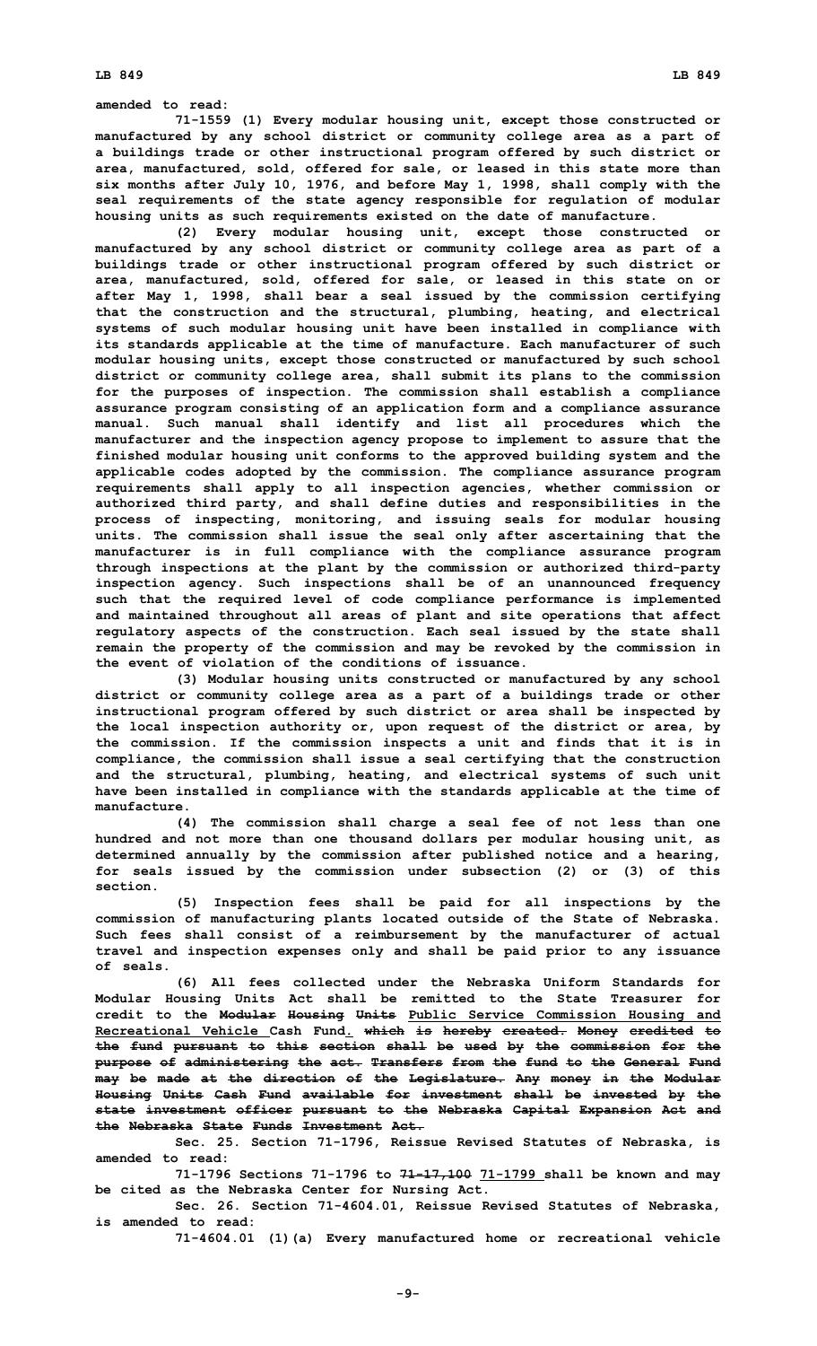amended to read:

71-1559 (1) Every modular housing unit, except those constructed or manufactured by any school district or community college area as a part of a buildings trade or other instructional program offered by such district or area, manufactured, sold, offered for sale, or leased in this state more than six months after July 10, 1976, and before May 1, 1998, shall comply with the seal requirements of the state agency responsible for regulation of modular housing units as such requirements existed on the date of manufacture.

(2) Every modular housing unit, except those constructed or manufactured by any school district or community college area as part of a buildings trade or other instructional program offered by such district or area, manufactured, sold, offered for sale, or leased in this state on or after May 1, 1998, shall bear a seal issued by the commission certifying that the construction and the structural, plumbing, heating, and electrical systems of such modular housing unit have been installed in compliance with its standards applicable at the time of manufacture. Each manufacturer of such modular housing units, except those constructed or manufactured by such school district or community college area, shall submit its plans to the commission for the purposes of inspection. The commission shall establish a compliance assurance program consisting of an application form and a compliance assurance manual. Such manual shall identify and list all procedures which the manufacturer and the inspection agency propose to implement to assure that the finished modular housing unit conforms to the approved building system and the applicable codes adopted by the commission. The compliance assurance program requirements shall apply to all inspection agencies, whether commission or authorized third party, and shall define duties and responsibilities in the process of inspecting, monitoring, and issuing seals for modular housing units. The commission shall issue the seal only after ascertaining that the manufacturer is in full compliance with the compliance assurance program through inspections at the plant by the commission or authorized third-party inspection agency. Such inspections shall be of an unannounced frequency such that the required level of code compliance performance is implemented and maintained throughout all areas of plant and site operations that affect regulatory aspects of the construction. Each seal issued by the state shall remain the property of the commission and may be revoked by the commission in the event of violation of the conditions of issuance.

(3) Modular housing units constructed or manufactured by any school district or community college area as a part of a buildings trade or other instructional program offered by such district or area shall be inspected by the local inspection authority or, upon request of the district or area, by the commission. If the commission inspects a unit and finds that it is in compliance, the commission shall issue a seal certifying that the construction and the structural, plumbing, heating, and electrical systems of such unit have been installed in compliance with the standards applicable at the time of manufacture.

(4) The commission shall charge a seal fee of not less than one hundred and not more than one thousand dollars per modular housing unit, as determined annually by the commission after published notice and a hearing, for seals issued by the commission under subsection (2) or (3) of this section.

(5) Inspection fees shall be paid for all inspections by the commission of manufacturing plants located outside of the State of Nebraska. Such fees shall consist of a reimbursement by the manufacturer of actual travel and inspection expenses only and shall be paid prior to any issuance of seals.

(6) All fees collected under the Nebraska Uniform Standards for Modular Housing Units Act shall be remitted to the State Treasurer for credit to the ~~Modular Housing Units~~ Public Service Commission Housing and Recreational Vehicle Cash Fund. ~~which is hereby created. Money credited to the fund pursuant to this section shall be used by the commission for the purpose of administering the act. Transfers from the fund to the General Fund may be made at the direction of the Legislature. Any money in the Modular Housing Units Cash Fund available for investment shall be invested by the state investment officer pursuant to the Nebraska Capital Expansion Act and the Nebraska State Funds Investment Act.~~

Sec. 25. Section 71-1796, Reissue Revised Statutes of Nebraska, is amended to read:

71-1796 Sections 71-1796 to ~~71-17,100~~ 71-1799 shall be known and may be cited as the Nebraska Center for Nursing Act.

Sec. 26. Section 71-4604.01, Reissue Revised Statutes of Nebraska, is amended to read:

71-4604.01 (1)(a) Every manufactured home or recreational vehicle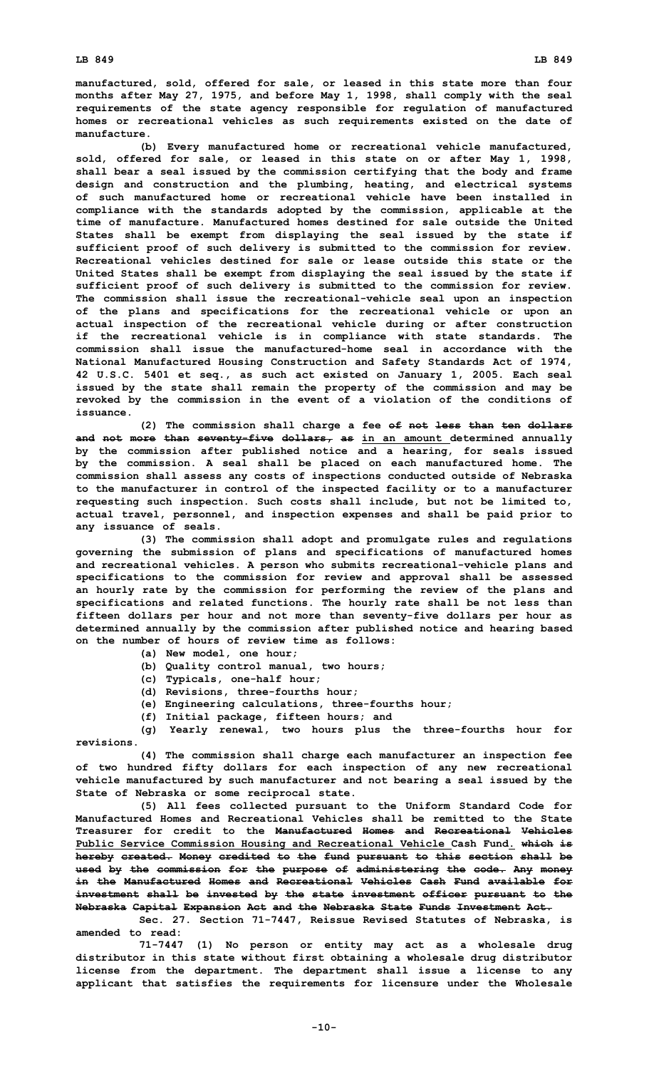manufactured, sold, offered for sale, or leased in this state more than four months after May 27, 1975, and before May 1, 1998, shall comply with the seal requirements of the state agency responsible for regulation of manufactured homes or recreational vehicles as such requirements existed on the date of manufacture.

(b) Every manufactured home or recreational vehicle manufactured, sold, offered for sale, or leased in this state on or after May 1, 1998, shall bear a seal issued by the commission certifying that the body and frame design and construction and the plumbing, heating, and electrical systems of such manufactured home or recreational vehicle have been installed in compliance with the standards adopted by the commission, applicable at the time of manufacture. Manufactured homes destined for sale outside the United States shall be exempt from displaying the seal issued by the state if sufficient proof of such delivery is submitted to the commission for review. Recreational vehicles destined for sale or lease outside this state or the United States shall be exempt from displaying the seal issued by the state if sufficient proof of such delivery is submitted to the commission for review. The commission shall issue the recreational-vehicle seal upon an inspection of the plans and specifications for the recreational vehicle or upon an actual inspection of the recreational vehicle during or after construction if the recreational vehicle is in compliance with state standards. The commission shall issue the manufactured-home seal in accordance with the National Manufactured Housing Construction and Safety Standards Act of 1974, 42 U.S.C. 5401 et seq., as such act existed on January 1, 2005. Each seal issued by the state shall remain the property of the commission and may be revoked by the commission in the event of a violation of the conditions of issuance.

(2) The commission shall charge a fee ~~of not less than ten dollars and not more than seventy-five dollars, as~~ in an amount determined annually by the commission after published notice and a hearing, for seals issued by the commission. A seal shall be placed on each manufactured home. The commission shall assess any costs of inspections conducted outside of Nebraska to the manufacturer in control of the inspected facility or to a manufacturer requesting such inspection. Such costs shall include, but not be limited to, actual travel, personnel, and inspection expenses and shall be paid prior to any issuance of seals.

(3) The commission shall adopt and promulgate rules and regulations governing the submission of plans and specifications of manufactured homes and recreational vehicles. A person who submits recreational-vehicle plans and specifications to the commission for review and approval shall be assessed an hourly rate by the commission for performing the review of the plans and specifications and related functions. The hourly rate shall be not less than fifteen dollars per hour and not more than seventy-five dollars per hour as determined annually by the commission after published notice and hearing based on the number of hours of review time as follows:

(a) New model, one hour;

(b) Quality control manual, two hours;

(c) Typicals, one-half hour;

(d) Revisions, three-fourths hour;

(e) Engineering calculations, three-fourths hour;

(f) Initial package, fifteen hours; and

(g) Yearly renewal, two hours plus the three-fourths hour for revisions.

(4) The commission shall charge each manufacturer an inspection fee of two hundred fifty dollars for each inspection of any new recreational vehicle manufactured by such manufacturer and not bearing a seal issued by the State of Nebraska or some reciprocal state.

(5) All fees collected pursuant to the Uniform Standard Code for Manufactured Homes and Recreational Vehicles shall be remitted to the State Treasurer for credit to the ~~Manufactured Homes and Recreational Vehicles~~ Public Service Commission Housing and Recreational Vehicle Cash Fund. ~~which is hereby created. Money credited to the fund pursuant to this section shall be used by the commission for the purpose of administering the code. Any money in the Manufactured Homes and Recreational Vehicles Cash Fund available for investment shall be invested by the state investment officer pursuant to the Nebraska Capital Expansion Act and the Nebraska State Funds Investment Act.~~

Sec. 27. Section 71-7447, Reissue Revised Statutes of Nebraska, is amended to read:

71-7447 (1) No person or entity may act as a wholesale drug distributor in this state without first obtaining a wholesale drug distributor license from the department. The department shall issue a license to any applicant that satisfies the requirements for licensure under the Wholesale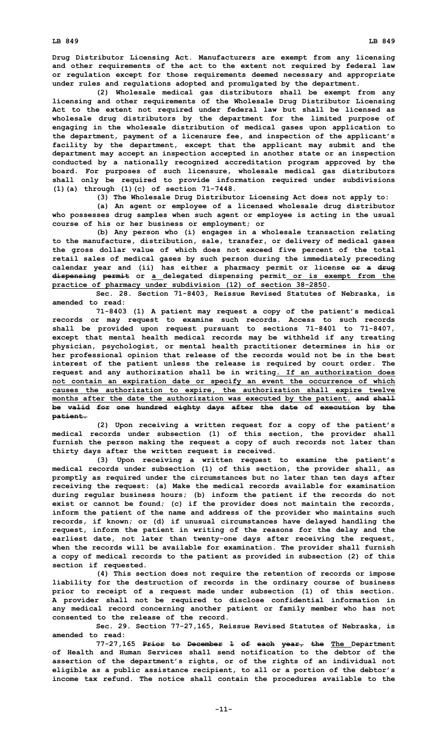**Drug Distributor Licensing Act. Manufacturers are exempt from any licensing and other requirements of the act to the extent not required by federal law or regulation except for those requirements deemed necessary and appropriate under rules and regulations adopted and promulgated by the department.**

**(2) Wholesale medical gas distributors shall be exempt from any licensing and other requirements of the Wholesale Drug Distributor Licensing Act to the extent not required under federal law but shall be licensed as wholesale drug distributors by the department for the limited purpose of engaging in the wholesale distribution of medical gases upon application to the department, payment of a licensure fee, and inspection of the applicant's facility by the department, except that the applicant may submit and the department may accept an inspection accepted in another state or an inspection conducted by a nationally recognized accreditation program approved by the board. For purposes of such licensure, wholesale medical gas distributors shall only be required to provide information required under subdivisions (1)(a) through (1)(c) of section 71-7448.**

**(3) The Wholesale Drug Distributor Licensing Act does not apply to:**

**(a) An agent or employee of a licensed wholesale drug distributor who possesses drug samples when such agent or employee is acting in the usual course of his or her business or employment; or**

**(b) Any person who (i) engages in a wholesale transaction relating to the manufacture, distribution, sale, transfer, or delivery of medical gases the gross dollar value of which does not exceed five percent of the total retail sales of medical gases by such person during the immediately preceding calendar year and (ii) has either a pharmacy permit or license ~~or a drug dispensing permit~~ or a delegated dispensing permit or is exempt from the practice of pharmacy under subdivision (12) of section 38-2850.**

**Sec. 28. Section 71-8403, Reissue Revised Statutes of Nebraska, is amended to read:**

**71-8403 (1) A patient may request a copy of the patient's medical records or may request to examine such records. Access to such records shall be provided upon request pursuant to sections 71-8401 to 71-8407, except that mental health medical records may be withheld if any treating physician, psychologist, or mental health practitioner determines in his or her professional opinion that release of the records would not be in the best interest of the patient unless the release is required by court order. The request and any authorization shall be in writing. If an authorization does not contain an expiration date or specify an event the occurrence of which causes the authorization to expire, the authorization shall expire twelve months after the date the authorization was executed by the patient. ~~and shall be valid for one hundred eighty days after the date of execution by the patient.~~**

**(2) Upon receiving a written request for a copy of the patient's medical records under subsection (1) of this section, the provider shall furnish the person making the request a copy of such records not later than thirty days after the written request is received.**

**(3) Upon receiving a written request to examine the patient's medical records under subsection (1) of this section, the provider shall, as promptly as required under the circumstances but no later than ten days after receiving the request: (a) Make the medical records available for examination during regular business hours; (b) inform the patient if the records do not exist or cannot be found; (c) if the provider does not maintain the records, inform the patient of the name and address of the provider who maintains such records, if known; or (d) if unusual circumstances have delayed handling the request, inform the patient in writing of the reasons for the delay and the earliest date, not later than twenty-one days after receiving the request, when the records will be available for examination. The provider shall furnish a copy of medical records to the patient as provided in subsection (2) of this section if requested.**

**(4) This section does not require the retention of records or impose liability for the destruction of records in the ordinary course of business prior to receipt of a request made under subsection (1) of this section. A provider shall not be required to disclose confidential information in any medical record concerning another patient or family member who has not consented to the release of the record.**

**Sec. 29. Section 77-27,165, Reissue Revised Statutes of Nebraska, is amended to read:**

**77-27,165 ~~Prior to December 1 of each year, the~~ The Department of Health and Human Services shall send notification to the debtor of the assertion of the department's rights, or of the rights of an individual not eligible as a public assistance recipient, to all or a portion of the debtor's income tax refund. The notice shall contain the procedures available to the**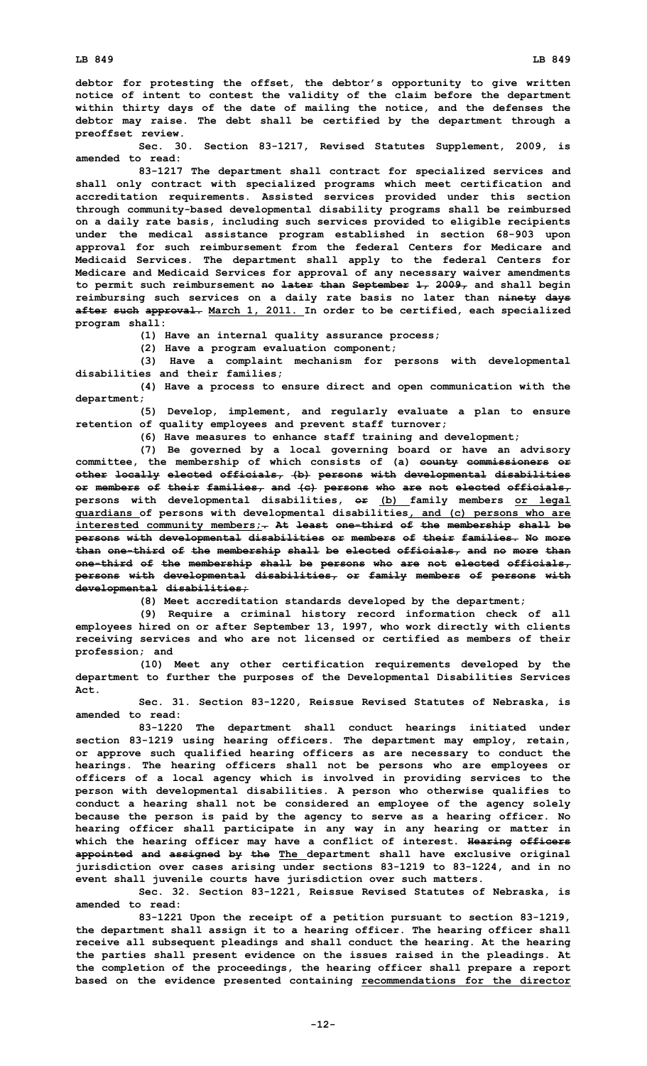debtor for protesting the offset, the debtor's opportunity to give written notice of intent to contest the validity of the claim before the department within thirty days of the date of mailing the notice, and the defenses the debtor may raise. The debt shall be certified by the department through a preoffset review.

Sec. 30. Section 83-1217, Revised Statutes Supplement, 2009, is amended to read:

83-1217 The department shall contract for specialized services and shall only contract with specialized programs which meet certification and accreditation requirements. Assisted services provided under this section through community-based developmental disability programs shall be reimbursed on a daily rate basis, including such services provided to eligible recipients under the medical assistance program established in section 68-903 upon approval for such reimbursement from the federal Centers for Medicare and Medicaid Services. The department shall apply to the federal Centers for Medicare and Medicaid Services for approval of any necessary waiver amendments to permit such reimbursement ~~no later than September 1, 2009,~~ and shall begin reimbursing such services on a daily rate basis no later than ~~ninety days after such approval.~~ <u>March 1, 2011.</u> In order to be certified, each specialized program shall:

(1) Have an internal quality assurance process;

(2) Have a program evaluation component;

(3) Have a complaint mechanism for persons with developmental disabilities and their families;

(4) Have a process to ensure direct and open communication with the department;

(5) Develop, implement, and regularly evaluate a plan to ensure retention of quality employees and prevent staff turnover;

(6) Have measures to enhance staff training and development;

(7) Be governed by a local governing board or have an advisory committee, the membership of which consists of (a) ~~county commissioners or other locally elected officials, (b) persons with developmental disabilities or members of their families, and (c) persons who are not elected officials,~~ persons with developmental disabilities, ~~or~~ <u>(b)</u> family members <u>or legal guardians</u> of persons with developmental disabilities<u>, and (c) persons who are interested community members;</u>~~. At least one-third of the membership shall be persons with developmental disabilities or members of their families. No more than one-third of the membership shall be elected officials, and no more than one-third of the membership shall be persons who are not elected officials, persons with developmental disabilities, or family members of persons with developmental disabilities;~~

(8) Meet accreditation standards developed by the department;

(9) Require a criminal history record information check of all employees hired on or after September 13, 1997, who work directly with clients receiving services and who are not licensed or certified as members of their profession; and

(10) Meet any other certification requirements developed by the department to further the purposes of the Developmental Disabilities Services Act.

Sec. 31. Section 83-1220, Reissue Revised Statutes of Nebraska, is amended to read:

83-1220 The department shall conduct hearings initiated under section 83-1219 using hearing officers. The department may employ, retain, or approve such qualified hearing officers as are necessary to conduct the hearings. The hearing officers shall not be persons who are employees or officers of a local agency which is involved in providing services to the person with developmental disabilities. A person who otherwise qualifies to conduct a hearing shall not be considered an employee of the agency solely because the person is paid by the agency to serve as a hearing officer. No hearing officer shall participate in any way in any hearing or matter in which the hearing officer may have a conflict of interest. ~~Hearing officers appointed and assigned by the~~ <u>The</u> department shall have exclusive original jurisdiction over cases arising under sections 83-1219 to 83-1224, and in no event shall juvenile courts have jurisdiction over such matters.

Sec. 32. Section 83-1221, Reissue Revised Statutes of Nebraska, is amended to read:

83-1221 Upon the receipt of a petition pursuant to section 83-1219, the department shall assign it to a hearing officer. The hearing officer shall receive all subsequent pleadings and shall conduct the hearing. At the hearing the parties shall present evidence on the issues raised in the pleadings. At the completion of the proceedings, the hearing officer shall prepare a report based on the evidence presented containing <u>recommendations for the director</u>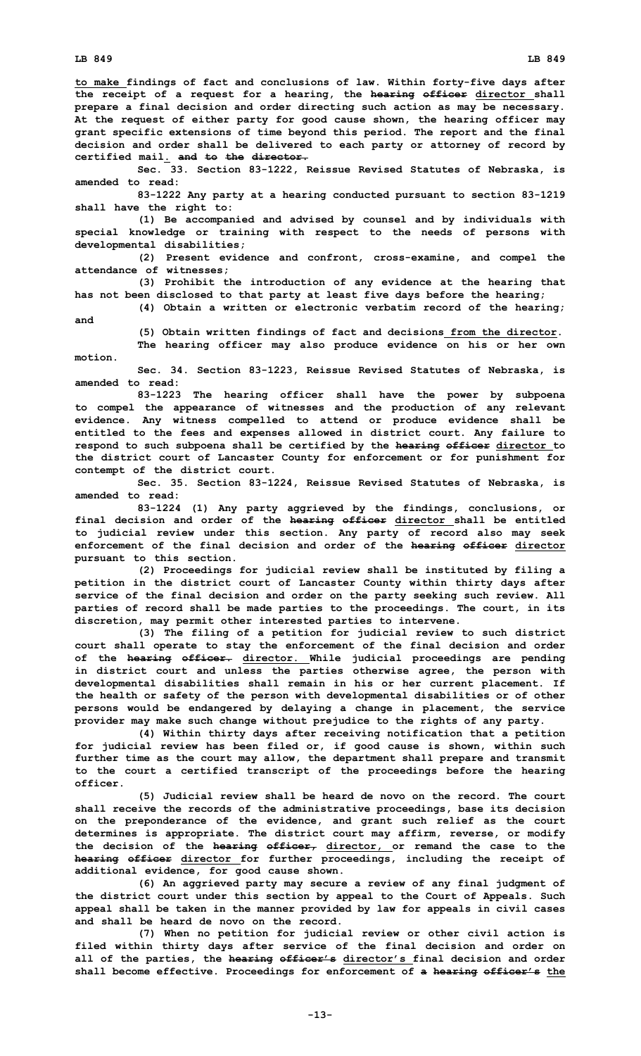to make findings of fact and conclusions of law. Within forty-five days after the receipt of a request for a hearing, the hearing officer director shall prepare a final decision and order directing such action as may be necessary. At the request of either party for good cause shown, the hearing officer may grant specific extensions of time beyond this period. The report and the final decision and order shall be delivered to each party or attorney of record by certified mail. and to the director.

Sec. 33. Section 83-1222, Reissue Revised Statutes of Nebraska, is amended to read:

83-1222 Any party at a hearing conducted pursuant to section 83-1219 shall have the right to:

(1) Be accompanied and advised by counsel and by individuals with special knowledge or training with respect to the needs of persons with developmental disabilities;

(2) Present evidence and confront, cross-examine, and compel the attendance of witnesses;

(3) Prohibit the introduction of any evidence at the hearing that has not been disclosed to that party at least five days before the hearing;

(4) Obtain a written or electronic verbatim record of the hearing; and

(5) Obtain written findings of fact and decisions from the director.

The hearing officer may also produce evidence on his or her own motion.

Sec. 34. Section 83-1223, Reissue Revised Statutes of Nebraska, is amended to read:

83-1223 The hearing officer shall have the power by subpoena to compel the appearance of witnesses and the production of any relevant evidence. Any witness compelled to attend or produce evidence shall be entitled to the fees and expenses allowed in district court. Any failure to respond to such subpoena shall be certified by the hearing officer director to the district court of Lancaster County for enforcement or for punishment for contempt of the district court.

Sec. 35. Section 83-1224, Reissue Revised Statutes of Nebraska, is amended to read:

83-1224 (1) Any party aggrieved by the findings, conclusions, or final decision and order of the hearing officer director shall be entitled to judicial review under this section. Any party of record also may seek enforcement of the final decision and order of the hearing officer director pursuant to this section.

(2) Proceedings for judicial review shall be instituted by filing a petition in the district court of Lancaster County within thirty days after service of the final decision and order on the party seeking such review. All parties of record shall be made parties to the proceedings. The court, in its discretion, may permit other interested parties to intervene.

(3) The filing of a petition for judicial review to such district court shall operate to stay the enforcement of the final decision and order of the hearing officer. director. While judicial proceedings are pending in district court and unless the parties otherwise agree, the person with developmental disabilities shall remain in his or her current placement. If the health or safety of the person with developmental disabilities or of other persons would be endangered by delaying a change in placement, the service provider may make such change without prejudice to the rights of any party.

(4) Within thirty days after receiving notification that a petition for judicial review has been filed or, if good cause is shown, within such further time as the court may allow, the department shall prepare and transmit to the court a certified transcript of the proceedings before the hearing officer.

(5) Judicial review shall be heard de novo on the record. The court shall receive the records of the administrative proceedings, base its decision on the preponderance of the evidence, and grant such relief as the court determines is appropriate. The district court may affirm, reverse, or modify the decision of the hearing officer, director, or remand the case to the hearing officer director for further proceedings, including the receipt of additional evidence, for good cause shown.

(6) An aggrieved party may secure a review of any final judgment of the district court under this section by appeal to the Court of Appeals. Such appeal shall be taken in the manner provided by law for appeals in civil cases and shall be heard de novo on the record.

(7) When no petition for judicial review or other civil action is filed within thirty days after service of the final decision and order on all of the parties, the hearing officer's director's final decision and order shall become effective. Proceedings for enforcement of a hearing officer's the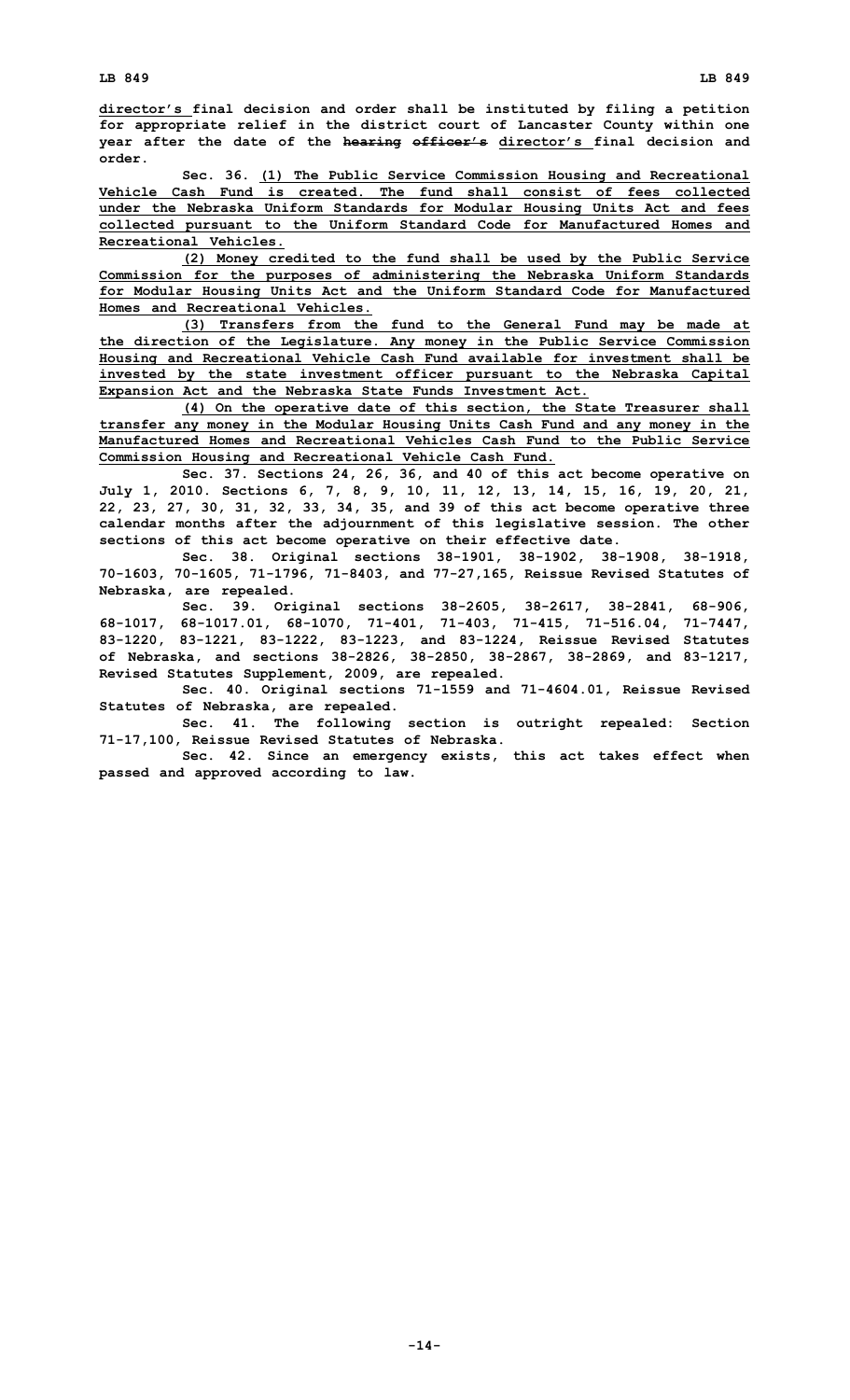director's final decision and order shall be instituted by filing a petition for appropriate relief in the district court of Lancaster County within one year after the date of the ~~hearing officer's~~ director's final decision and order.

Sec. 36. (1) The Public Service Commission Housing and Recreational Vehicle Cash Fund is created. The fund shall consist of fees collected under the Nebraska Uniform Standards for Modular Housing Units Act and fees collected pursuant to the Uniform Standard Code for Manufactured Homes and Recreational Vehicles.

(2) Money credited to the fund shall be used by the Public Service Commission for the purposes of administering the Nebraska Uniform Standards for Modular Housing Units Act and the Uniform Standard Code for Manufactured Homes and Recreational Vehicles.

(3) Transfers from the fund to the General Fund may be made at the direction of the Legislature. Any money in the Public Service Commission Housing and Recreational Vehicle Cash Fund available for investment shall be invested by the state investment officer pursuant to the Nebraska Capital Expansion Act and the Nebraska State Funds Investment Act.

(4) On the operative date of this section, the State Treasurer shall transfer any money in the Modular Housing Units Cash Fund and any money in the Manufactured Homes and Recreational Vehicles Cash Fund to the Public Service Commission Housing and Recreational Vehicle Cash Fund.

Sec. 37. Sections 24, 26, 36, and 40 of this act become operative on July 1, 2010. Sections 6, 7, 8, 9, 10, 11, 12, 13, 14, 15, 16, 19, 20, 21, 22, 23, 27, 30, 31, 32, 33, 34, 35, and 39 of this act become operative three calendar months after the adjournment of this legislative session. The other sections of this act become operative on their effective date.

Sec. 38. Original sections 38-1901, 38-1902, 38-1908, 38-1918, 70-1603, 70-1605, 71-1796, 71-8403, and 77-27,165, Reissue Revised Statutes of Nebraska, are repealed.

Sec. 39. Original sections 38-2605, 38-2617, 38-2841, 68-906, 68-1017, 68-1017.01, 68-1070, 71-401, 71-403, 71-415, 71-516.04, 71-7447, 83-1220, 83-1221, 83-1222, 83-1223, and 83-1224, Reissue Revised Statutes of Nebraska, and sections 38-2826, 38-2850, 38-2867, 38-2869, and 83-1217, Revised Statutes Supplement, 2009, are repealed.

Sec. 40. Original sections 71-1559 and 71-4604.01, Reissue Revised Statutes of Nebraska, are repealed.

Sec. 41. The following section is outright repealed: Section 71-17,100, Reissue Revised Statutes of Nebraska.

Sec. 42. Since an emergency exists, this act takes effect when passed and approved according to law.